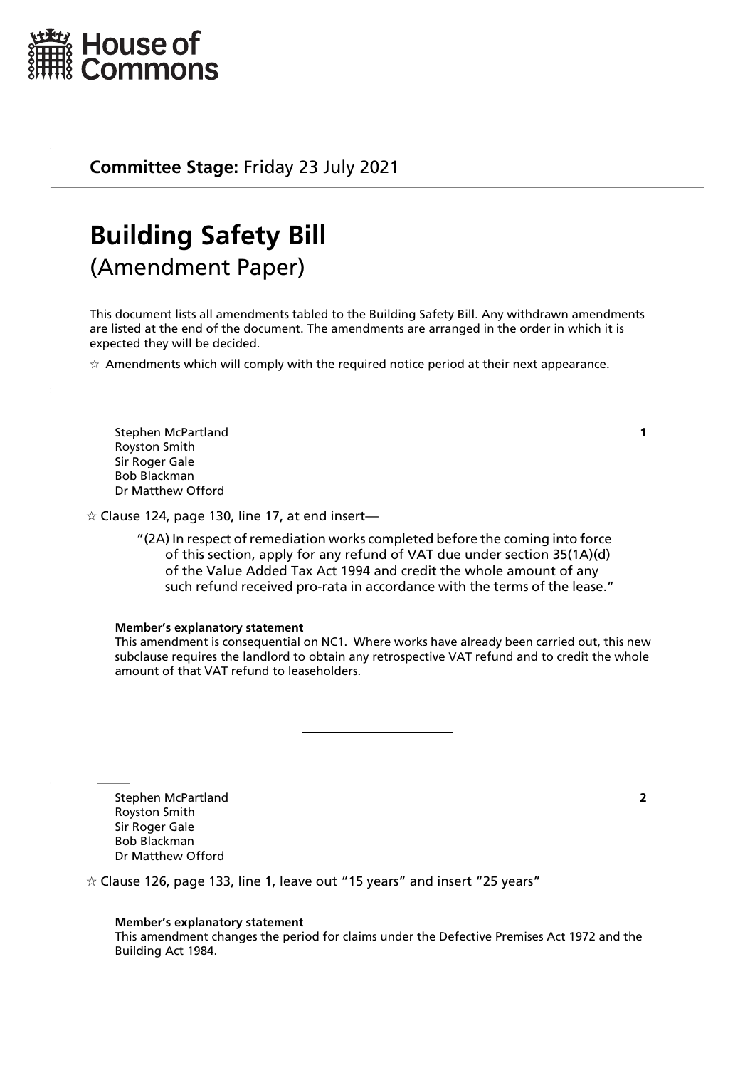House of Commons

**Committee Stage:** Friday 23 July 2021

# Building Safety Bill
## (Amendment Paper)

This document lists all amendments tabled to the Building Safety Bill. Any withdrawn amendments are listed at the end of the document. The amendments are arranged in the order in which it is expected they will be decided.

☆ Amendments which will comply with the required notice period at their next appearance.

---

Stephen McPartland
Royston Smith
Sir Roger Gale
Bob Blackman
Dr Matthew Offord

**1**

☆ Clause 124, page 130, line 17, at end insert—

> "(2A) In respect of remediation works completed before the coming into force of this section, apply for any refund of VAT due under section 35(1A)(d) of the Value Added Tax Act 1994 and credit the whole amount of any such refund received pro-rata in accordance with the terms of the lease."

**Member's explanatory statement**

This amendment is consequential on NC1. Where works have already been carried out, this new subclause requires the landlord to obtain any retrospective VAT refund and to credit the whole amount of that VAT refund to leaseholders.

---

Stephen McPartland
Royston Smith
Sir Roger Gale
Bob Blackman
Dr Matthew Offord

**2**

☆ Clause 126, page 133, line 1, leave out "15 years" and insert "25 years"

**Member's explanatory statement**

This amendment changes the period for claims under the Defective Premises Act 1972 and the Building Act 1984.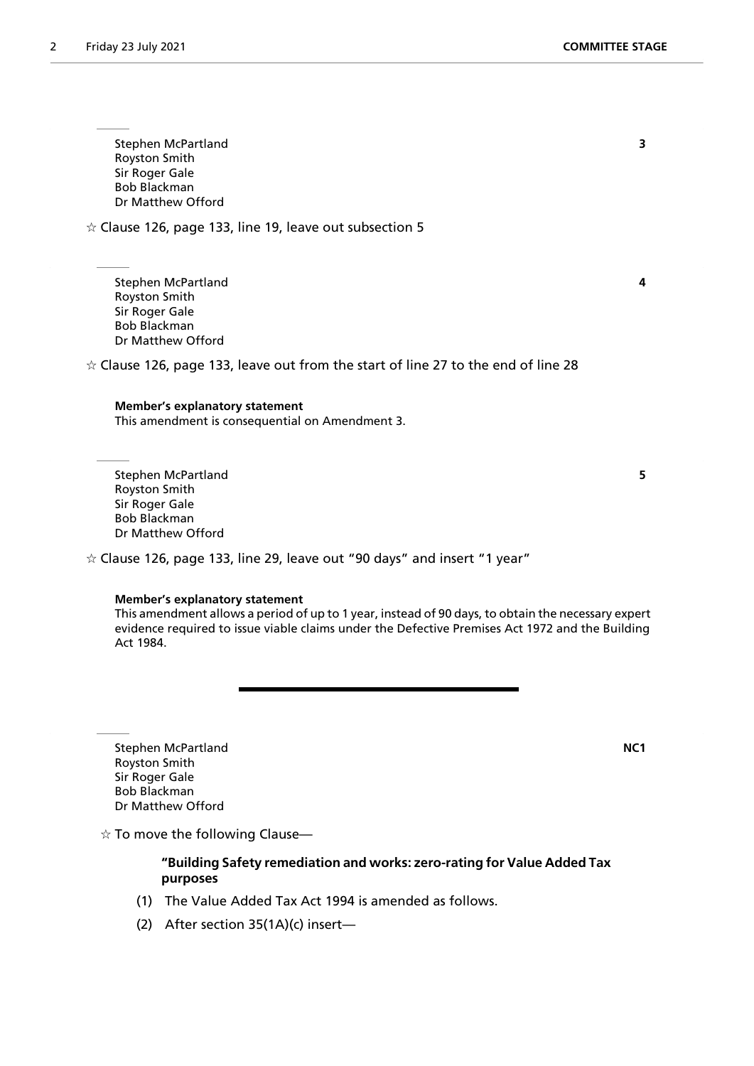Stephen McPartland **3**
Royston Smith
Sir Roger Gale
Bob Blackman
Dr Matthew Offord

☆ Clause 126, page 133, line 19, leave out subsection 5

Stephen McPartland **4**
Royston Smith
Sir Roger Gale
Bob Blackman
Dr Matthew Offord

☆ Clause 126, page 133, leave out from the start of line 27 to the end of line 28

**Member's explanatory statement**
This amendment is consequential on Amendment 3.

Stephen McPartland **5**
Royston Smith
Sir Roger Gale
Bob Blackman
Dr Matthew Offord

☆ Clause 126, page 133, line 29, leave out "90 days" and insert "1 year"

**Member's explanatory statement**
This amendment allows a period of up to 1 year, instead of 90 days, to obtain the necessary expert evidence required to issue viable claims under the Defective Premises Act 1972 and the Building Act 1984.

---

Stephen McPartland **NC1**
Royston Smith
Sir Roger Gale
Bob Blackman
Dr Matthew Offord

☆ To move the following Clause—

**"Building Safety remediation and works: zero-rating for Value Added Tax purposes**

(1) The Value Added Tax Act 1994 is amended as follows.

(2) After section 35(1A)(c) insert—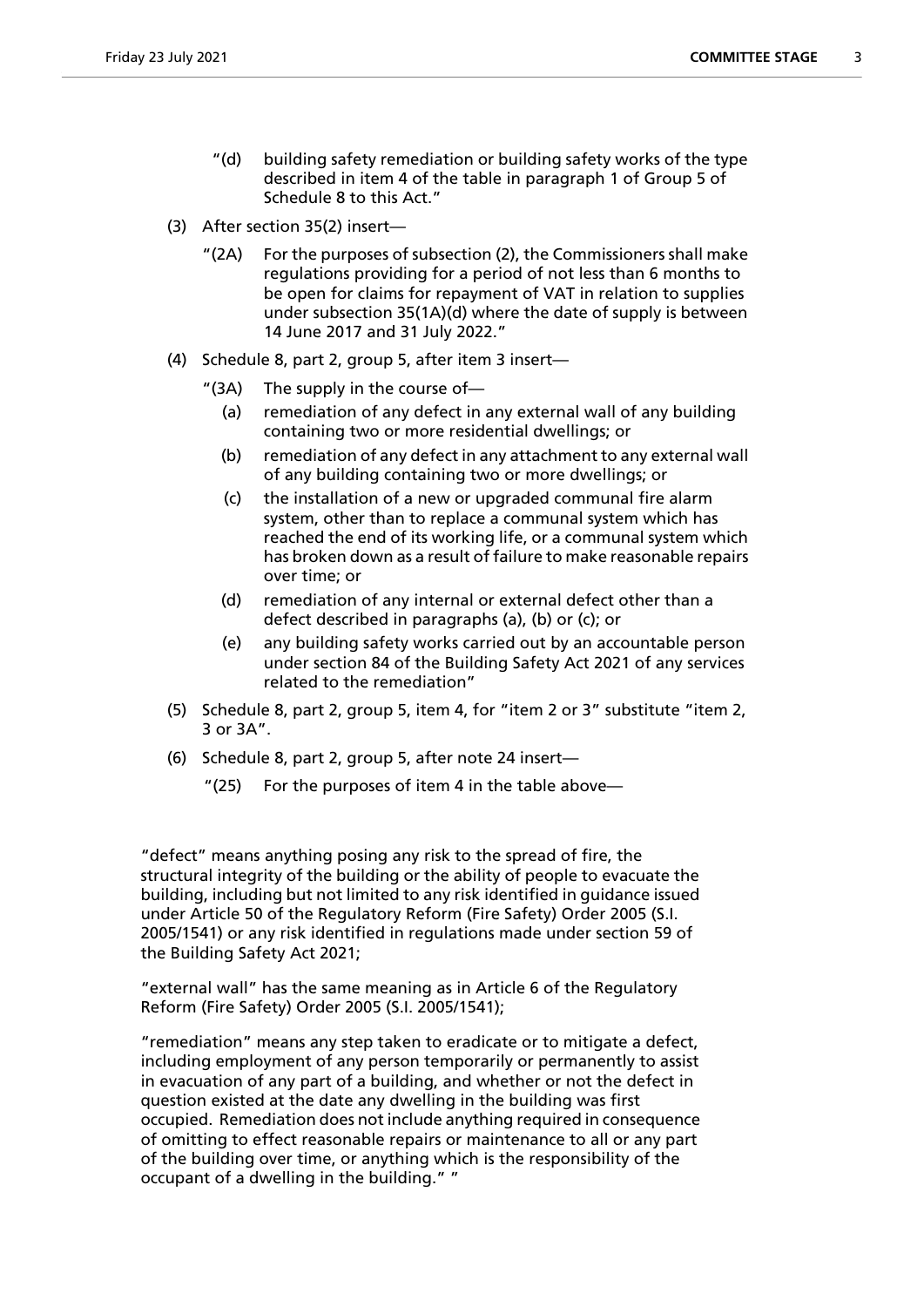"(d) building safety remediation or building safety works of the type described in item 4 of the table in paragraph 1 of Group 5 of Schedule 8 to this Act."

(3) After section 35(2) insert—

"(2A) For the purposes of subsection (2), the Commissioners shall make regulations providing for a period of not less than 6 months to be open for claims for repayment of VAT in relation to supplies under subsection 35(1A)(d) where the date of supply is between 14 June 2017 and 31 July 2022."

(4) Schedule 8, part 2, group 5, after item 3 insert—

"(3A) The supply in the course of—

(a) remediation of any defect in any external wall of any building containing two or more residential dwellings; or

(b) remediation of any defect in any attachment to any external wall of any building containing two or more dwellings; or

(c) the installation of a new or upgraded communal fire alarm system, other than to replace a communal system which has reached the end of its working life, or a communal system which has broken down as a result of failure to make reasonable repairs over time; or

(d) remediation of any internal or external defect other than a defect described in paragraphs (a), (b) or (c); or

(e) any building safety works carried out by an accountable person under section 84 of the Building Safety Act 2021 of any services related to the remediation"

(5) Schedule 8, part 2, group 5, item 4, for "item 2 or 3" substitute "item 2, 3 or 3A".

(6) Schedule 8, part 2, group 5, after note 24 insert—

"(25) For the purposes of item 4 in the table above—

"defect" means anything posing any risk to the spread of fire, the structural integrity of the building or the ability of people to evacuate the building, including but not limited to any risk identified in guidance issued under Article 50 of the Regulatory Reform (Fire Safety) Order 2005 (S.I. 2005/1541) or any risk identified in regulations made under section 59 of the Building Safety Act 2021;

"external wall" has the same meaning as in Article 6 of the Regulatory Reform (Fire Safety) Order 2005 (S.I. 2005/1541);

"remediation" means any step taken to eradicate or to mitigate a defect, including employment of any person temporarily or permanently to assist in evacuation of any part of a building, and whether or not the defect in question existed at the date any dwelling in the building was first occupied. Remediation does not include anything required in consequence of omitting to effect reasonable repairs or maintenance to all or any part of the building over time, or anything which is the responsibility of the occupant of a dwelling in the building." "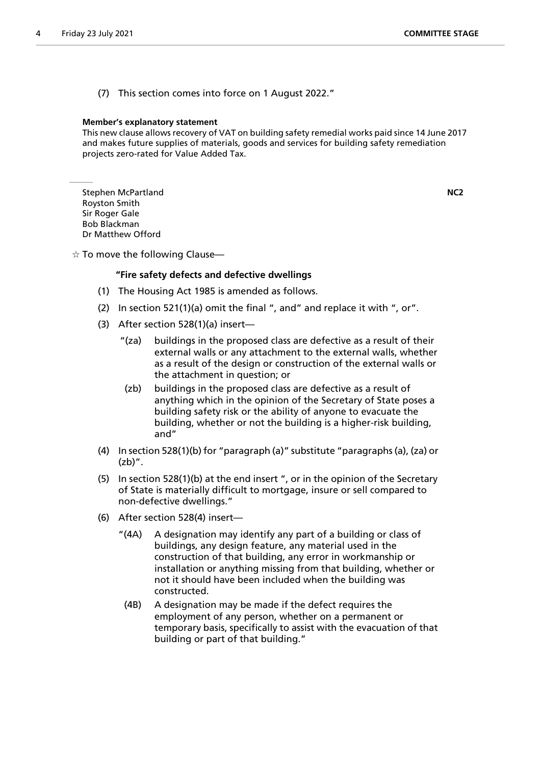(7) This section comes into force on 1 August 2022."

**Member's explanatory statement**

This new clause allows recovery of VAT on building safety remedial works paid since 14 June 2017 and makes future supplies of materials, goods and services for building safety remediation projects zero-rated for Value Added Tax.

---

Stephen McPartland
Royston Smith
Sir Roger Gale
Bob Blackman
Dr Matthew Offord

**NC2**

☆ To move the following Clause—

**"Fire safety defects and defective dwellings**

(1) The Housing Act 1985 is amended as follows.

(2) In section 521(1)(a) omit the final ", and" and replace it with ", or".

(3) After section 528(1)(a) insert—

"(za) buildings in the proposed class are defective as a result of their external walls or any attachment to the external walls, whether as a result of the design or construction of the external walls or the attachment in question; or

(zb) buildings in the proposed class are defective as a result of anything which in the opinion of the Secretary of State poses a building safety risk or the ability of anyone to evacuate the building, whether or not the building is a higher-risk building, and"

(4) In section 528(1)(b) for "paragraph (a)" substitute "paragraphs (a), (za) or (zb)".

(5) In section 528(1)(b) at the end insert ", or in the opinion of the Secretary of State is materially difficult to mortgage, insure or sell compared to non-defective dwellings."

(6) After section 528(4) insert—

"(4A) A designation may identify any part of a building or class of buildings, any design feature, any material used in the construction of that building, any error in workmanship or installation or anything missing from that building, whether or not it should have been included when the building was constructed.

(4B) A designation may be made if the defect requires the employment of any person, whether on a permanent or temporary basis, specifically to assist with the evacuation of that building or part of that building."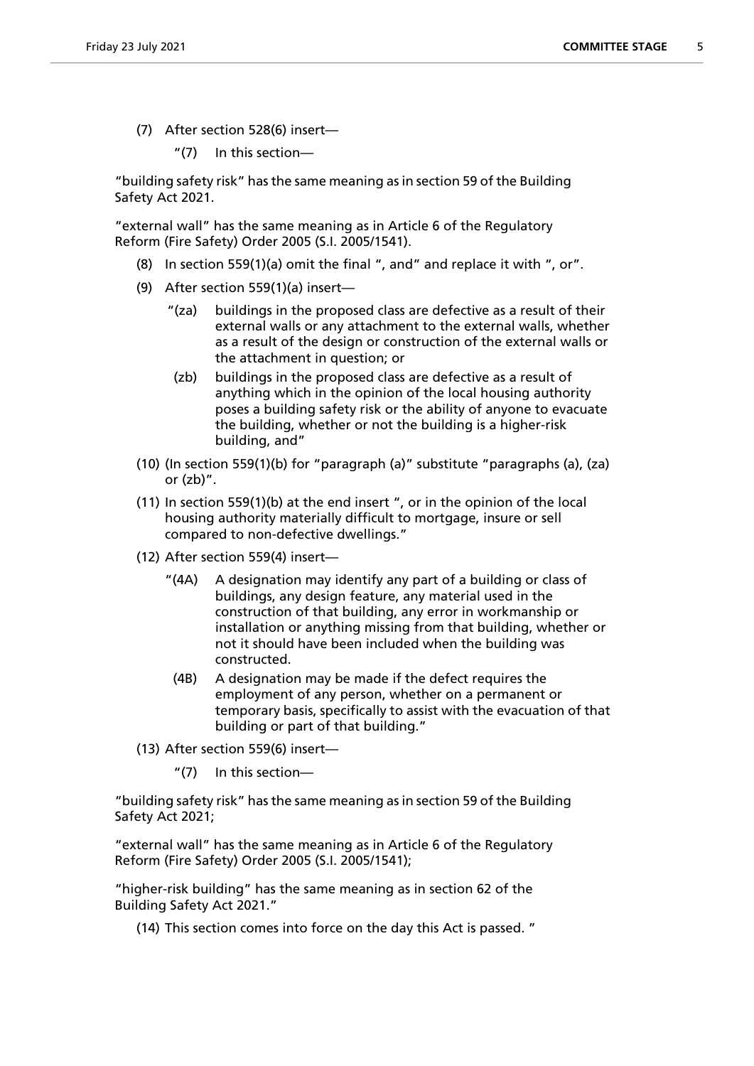(7) After section 528(6) insert—

"(7) In this section—

"building safety risk" has the same meaning as in section 59 of the Building Safety Act 2021.

"external wall" has the same meaning as in Article 6 of the Regulatory Reform (Fire Safety) Order 2005 (S.I. 2005/1541).

(8) In section 559(1)(a) omit the final ", and" and replace it with ", or".

(9) After section 559(1)(a) insert—

"(za) buildings in the proposed class are defective as a result of their external walls or any attachment to the external walls, whether as a result of the design or construction of the external walls or the attachment in question; or

(zb) buildings in the proposed class are defective as a result of anything which in the opinion of the local housing authority poses a building safety risk or the ability of anyone to evacuate the building, whether or not the building is a higher-risk building, and"

(10) (In section 559(1)(b) for "paragraph (a)" substitute "paragraphs (a), (za) or (zb)".

(11) In section 559(1)(b) at the end insert ", or in the opinion of the local housing authority materially difficult to mortgage, insure or sell compared to non-defective dwellings."

(12) After section 559(4) insert—

"(4A) A designation may identify any part of a building or class of buildings, any design feature, any material used in the construction of that building, any error in workmanship or installation or anything missing from that building, whether or not it should have been included when the building was constructed.

(4B) A designation may be made if the defect requires the employment of any person, whether on a permanent or temporary basis, specifically to assist with the evacuation of that building or part of that building."

(13) After section 559(6) insert—

"(7) In this section—

"building safety risk" has the same meaning as in section 59 of the Building Safety Act 2021;

"external wall" has the same meaning as in Article 6 of the Regulatory Reform (Fire Safety) Order 2005 (S.I. 2005/1541);

"higher-risk building" has the same meaning as in section 62 of the Building Safety Act 2021."

(14) This section comes into force on the day this Act is passed. "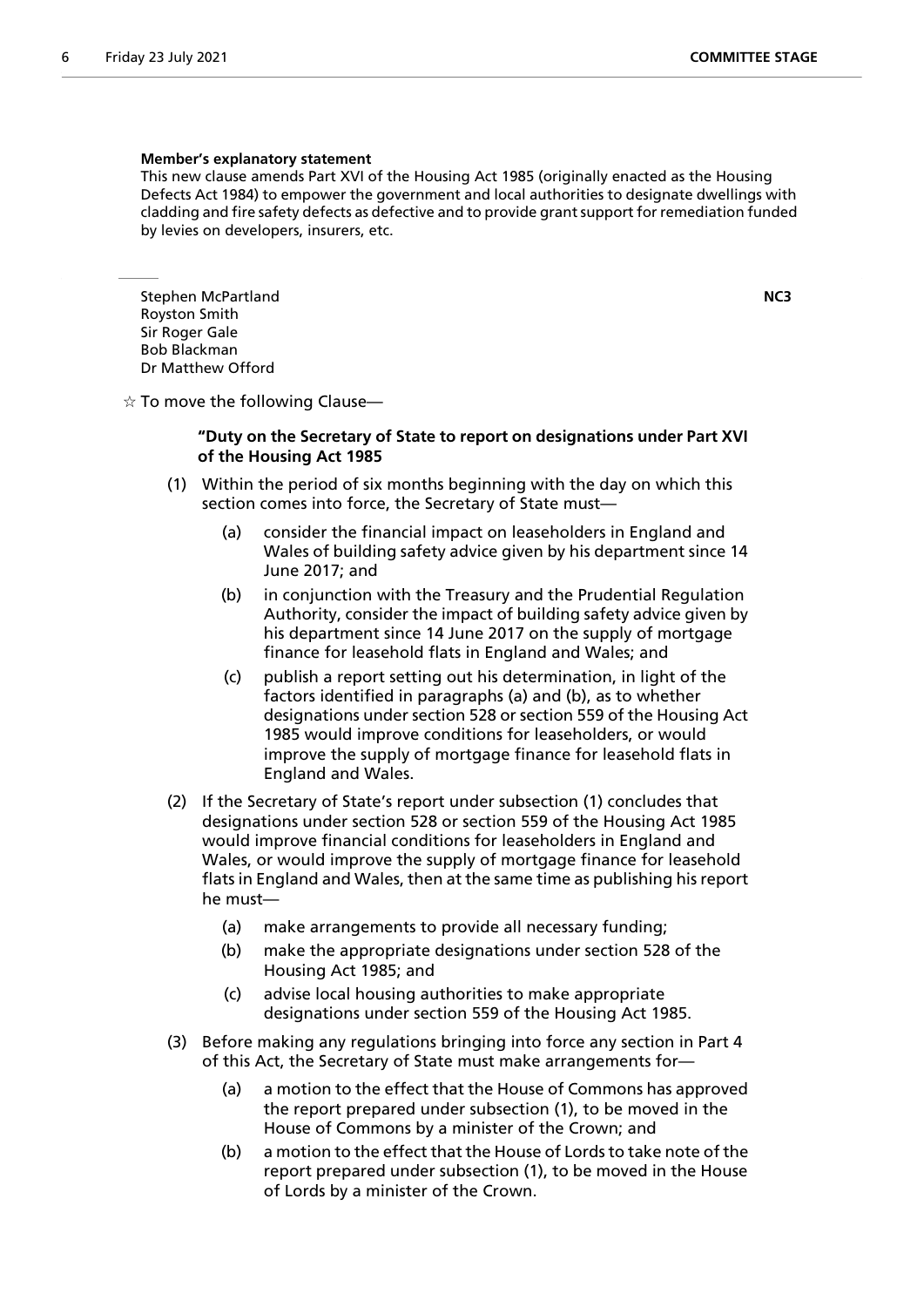**Member's explanatory statement**

This new clause amends Part XVI of the Housing Act 1985 (originally enacted as the Housing Defects Act 1984) to empower the government and local authorities to designate dwellings with cladding and fire safety defects as defective and to provide grant support for remediation funded by levies on developers, insurers, etc.

---

Stephen McPartland
Royston Smith
Sir Roger Gale
Bob Blackman
Dr Matthew Offord

**NC3**

☆ To move the following Clause—

**"Duty on the Secretary of State to report on designations under Part XVI of the Housing Act 1985**

(1) Within the period of six months beginning with the day on which this section comes into force, the Secretary of State must—

(a) consider the financial impact on leaseholders in England and Wales of building safety advice given by his department since 14 June 2017; and

(b) in conjunction with the Treasury and the Prudential Regulation Authority, consider the impact of building safety advice given by his department since 14 June 2017 on the supply of mortgage finance for leasehold flats in England and Wales; and

(c) publish a report setting out his determination, in light of the factors identified in paragraphs (a) and (b), as to whether designations under section 528 or section 559 of the Housing Act 1985 would improve conditions for leaseholders, or would improve the supply of mortgage finance for leasehold flats in England and Wales.

(2) If the Secretary of State's report under subsection (1) concludes that designations under section 528 or section 559 of the Housing Act 1985 would improve financial conditions for leaseholders in England and Wales, or would improve the supply of mortgage finance for leasehold flats in England and Wales, then at the same time as publishing his report he must—

(a) make arrangements to provide all necessary funding;

(b) make the appropriate designations under section 528 of the Housing Act 1985; and

(c) advise local housing authorities to make appropriate designations under section 559 of the Housing Act 1985.

(3) Before making any regulations bringing into force any section in Part 4 of this Act, the Secretary of State must make arrangements for—

(a) a motion to the effect that the House of Commons has approved the report prepared under subsection (1), to be moved in the House of Commons by a minister of the Crown; and

(b) a motion to the effect that the House of Lords to take note of the report prepared under subsection (1), to be moved in the House of Lords by a minister of the Crown.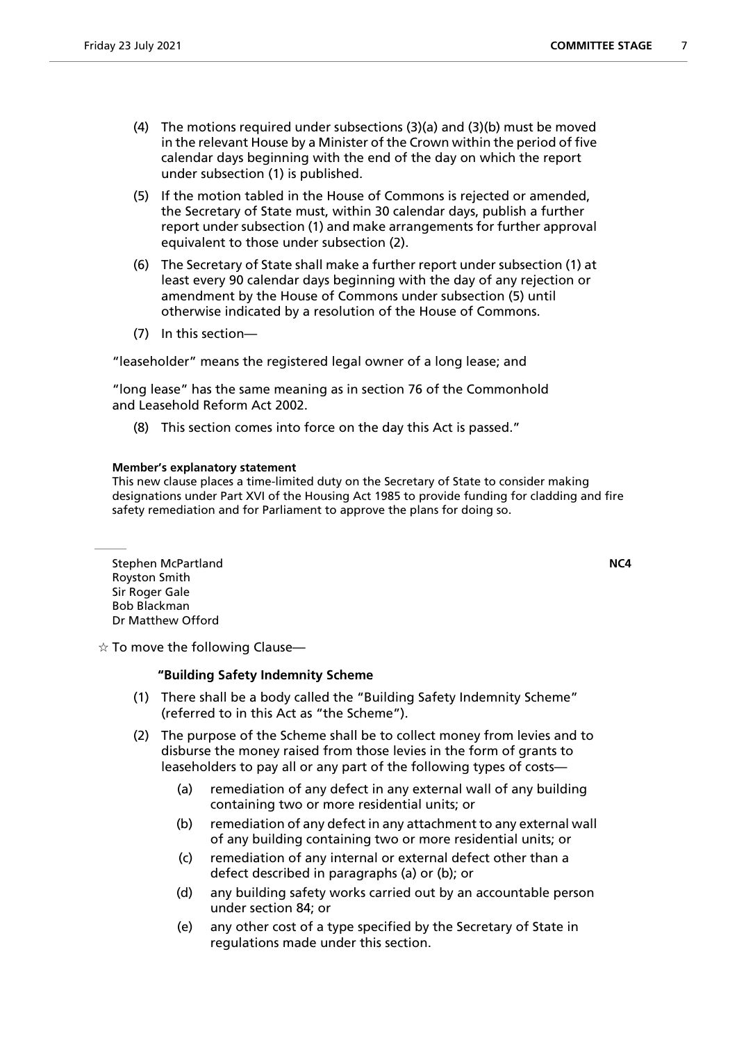(4) The motions required under subsections (3)(a) and (3)(b) must be moved in the relevant House by a Minister of the Crown within the period of five calendar days beginning with the end of the day on which the report under subsection (1) is published.

(5) If the motion tabled in the House of Commons is rejected or amended, the Secretary of State must, within 30 calendar days, publish a further report under subsection (1) and make arrangements for further approval equivalent to those under subsection (2).

(6) The Secretary of State shall make a further report under subsection (1) at least every 90 calendar days beginning with the day of any rejection or amendment by the House of Commons under subsection (5) until otherwise indicated by a resolution of the House of Commons.

(7) In this section—

"leaseholder" means the registered legal owner of a long lease; and

"long lease" has the same meaning as in section 76 of the Commonhold and Leasehold Reform Act 2002.

(8) This section comes into force on the day this Act is passed."

**Member's explanatory statement**

This new clause places a time-limited duty on the Secretary of State to consider making designations under Part XVI of the Housing Act 1985 to provide funding for cladding and fire safety remediation and for Parliament to approve the plans for doing so.

---

Stephen McPartland
Royston Smith
Sir Roger Gale
Bob Blackman
Dr Matthew Offord

**NC4**

☆ To move the following Clause—

**"Building Safety Indemnity Scheme**

(1) There shall be a body called the "Building Safety Indemnity Scheme" (referred to in this Act as "the Scheme").

(2) The purpose of the Scheme shall be to collect money from levies and to disburse the money raised from those levies in the form of grants to leaseholders to pay all or any part of the following types of costs—

(a) remediation of any defect in any external wall of any building containing two or more residential units; or

(b) remediation of any defect in any attachment to any external wall of any building containing two or more residential units; or

(c) remediation of any internal or external defect other than a defect described in paragraphs (a) or (b); or

(d) any building safety works carried out by an accountable person under section 84; or

(e) any other cost of a type specified by the Secretary of State in regulations made under this section.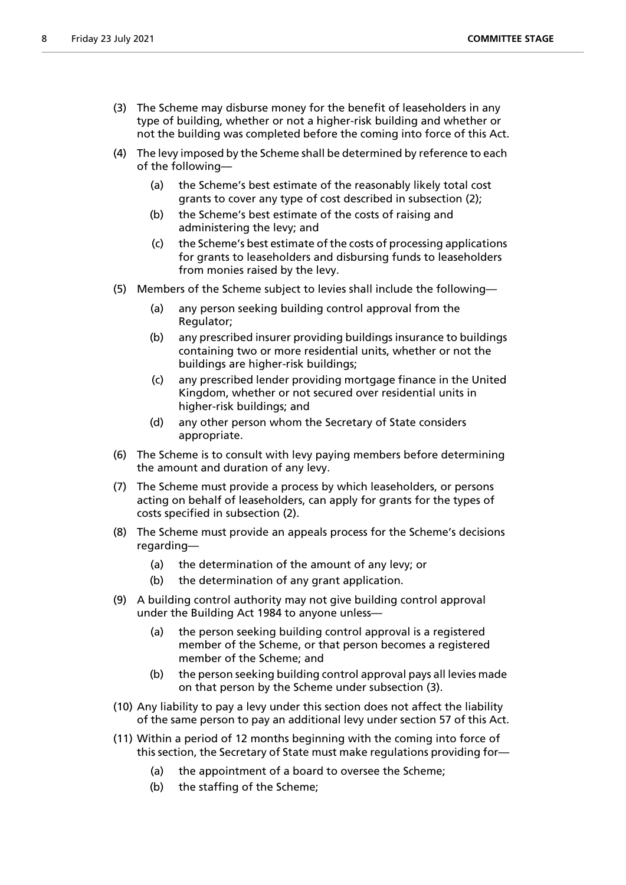(3) The Scheme may disburse money for the benefit of leaseholders in any type of building, whether or not a higher-risk building and whether or not the building was completed before the coming into force of this Act.

(4) The levy imposed by the Scheme shall be determined by reference to each of the following—

   (a) the Scheme's best estimate of the reasonably likely total cost grants to cover any type of cost described in subsection (2);

   (b) the Scheme's best estimate of the costs of raising and administering the levy; and

   (c) the Scheme's best estimate of the costs of processing applications for grants to leaseholders and disbursing funds to leaseholders from monies raised by the levy.

(5) Members of the Scheme subject to levies shall include the following—

   (a) any person seeking building control approval from the Regulator;

   (b) any prescribed insurer providing buildings insurance to buildings containing two or more residential units, whether or not the buildings are higher-risk buildings;

   (c) any prescribed lender providing mortgage finance in the United Kingdom, whether or not secured over residential units in higher-risk buildings; and

   (d) any other person whom the Secretary of State considers appropriate.

(6) The Scheme is to consult with levy paying members before determining the amount and duration of any levy.

(7) The Scheme must provide a process by which leaseholders, or persons acting on behalf of leaseholders, can apply for grants for the types of costs specified in subsection (2).

(8) The Scheme must provide an appeals process for the Scheme's decisions regarding—

   (a) the determination of the amount of any levy; or

   (b) the determination of any grant application.

(9) A building control authority may not give building control approval under the Building Act 1984 to anyone unless—

   (a) the person seeking building control approval is a registered member of the Scheme, or that person becomes a registered member of the Scheme; and

   (b) the person seeking building control approval pays all levies made on that person by the Scheme under subsection (3).

(10) Any liability to pay a levy under this section does not affect the liability of the same person to pay an additional levy under section 57 of this Act.

(11) Within a period of 12 months beginning with the coming into force of this section, the Secretary of State must make regulations providing for—

   (a) the appointment of a board to oversee the Scheme;

   (b) the staffing of the Scheme;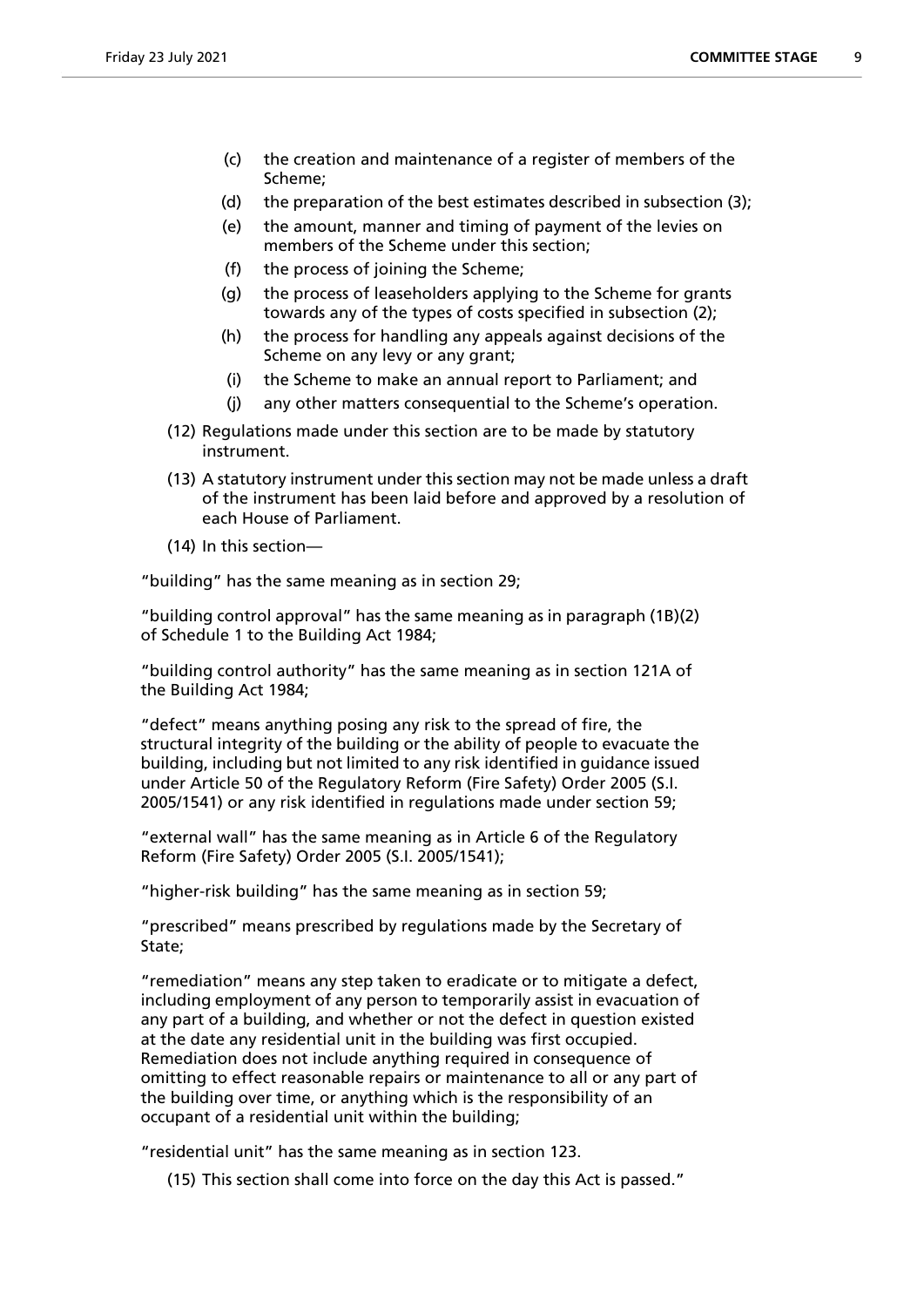(c) the creation and maintenance of a register of members of the Scheme;

(d) the preparation of the best estimates described in subsection (3);

(e) the amount, manner and timing of payment of the levies on members of the Scheme under this section;

(f) the process of joining the Scheme;

(g) the process of leaseholders applying to the Scheme for grants towards any of the types of costs specified in subsection (2);

(h) the process for handling any appeals against decisions of the Scheme on any levy or any grant;

(i) the Scheme to make an annual report to Parliament; and

(j) any other matters consequential to the Scheme's operation.

(12) Regulations made under this section are to be made by statutory instrument.

(13) A statutory instrument under this section may not be made unless a draft of the instrument has been laid before and approved by a resolution of each House of Parliament.

(14) In this section—

"building" has the same meaning as in section 29;

"building control approval" has the same meaning as in paragraph (1B)(2) of Schedule 1 to the Building Act 1984;

"building control authority" has the same meaning as in section 121A of the Building Act 1984;

"defect" means anything posing any risk to the spread of fire, the structural integrity of the building or the ability of people to evacuate the building, including but not limited to any risk identified in guidance issued under Article 50 of the Regulatory Reform (Fire Safety) Order 2005 (S.I. 2005/1541) or any risk identified in regulations made under section 59;

"external wall" has the same meaning as in Article 6 of the Regulatory Reform (Fire Safety) Order 2005 (S.I. 2005/1541);

"higher-risk building" has the same meaning as in section 59;

"prescribed" means prescribed by regulations made by the Secretary of State;

"remediation" means any step taken to eradicate or to mitigate a defect, including employment of any person to temporarily assist in evacuation of any part of a building, and whether or not the defect in question existed at the date any residential unit in the building was first occupied. Remediation does not include anything required in consequence of omitting to effect reasonable repairs or maintenance to all or any part of the building over time, or anything which is the responsibility of an occupant of a residential unit within the building;

"residential unit" has the same meaning as in section 123.

(15) This section shall come into force on the day this Act is passed."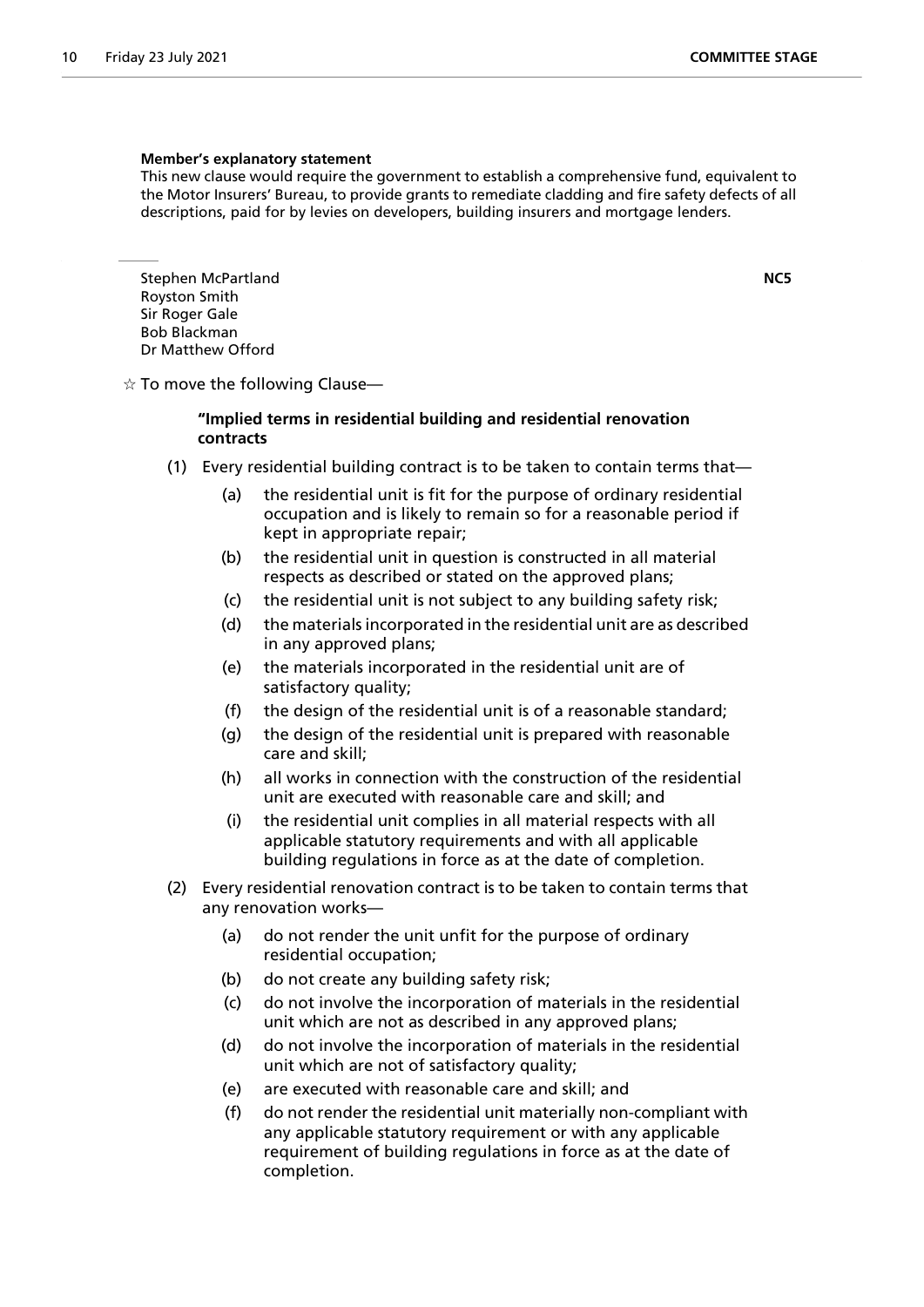**Member's explanatory statement**

This new clause would require the government to establish a comprehensive fund, equivalent to the Motor Insurers' Bureau, to provide grants to remediate cladding and fire safety defects of all descriptions, paid for by levies on developers, building insurers and mortgage lenders.

Stephen McPartland
Royston Smith
Sir Roger Gale
Bob Blackman
Dr Matthew Offord

**NC5**

☆ To move the following Clause—

**"Implied terms in residential building and residential renovation contracts**

(1) Every residential building contract is to be taken to contain terms that—

(a) the residential unit is fit for the purpose of ordinary residential occupation and is likely to remain so for a reasonable period if kept in appropriate repair;

(b) the residential unit in question is constructed in all material respects as described or stated on the approved plans;

(c) the residential unit is not subject to any building safety risk;

(d) the materials incorporated in the residential unit are as described in any approved plans;

(e) the materials incorporated in the residential unit are of satisfactory quality;

(f) the design of the residential unit is of a reasonable standard;

(g) the design of the residential unit is prepared with reasonable care and skill;

(h) all works in connection with the construction of the residential unit are executed with reasonable care and skill; and

(i) the residential unit complies in all material respects with all applicable statutory requirements and with all applicable building regulations in force as at the date of completion.

(2) Every residential renovation contract is to be taken to contain terms that any renovation works—

(a) do not render the unit unfit for the purpose of ordinary residential occupation;

(b) do not create any building safety risk;

(c) do not involve the incorporation of materials in the residential unit which are not as described in any approved plans;

(d) do not involve the incorporation of materials in the residential unit which are not of satisfactory quality;

(e) are executed with reasonable care and skill; and

(f) do not render the residential unit materially non-compliant with any applicable statutory requirement or with any applicable requirement of building regulations in force as at the date of completion.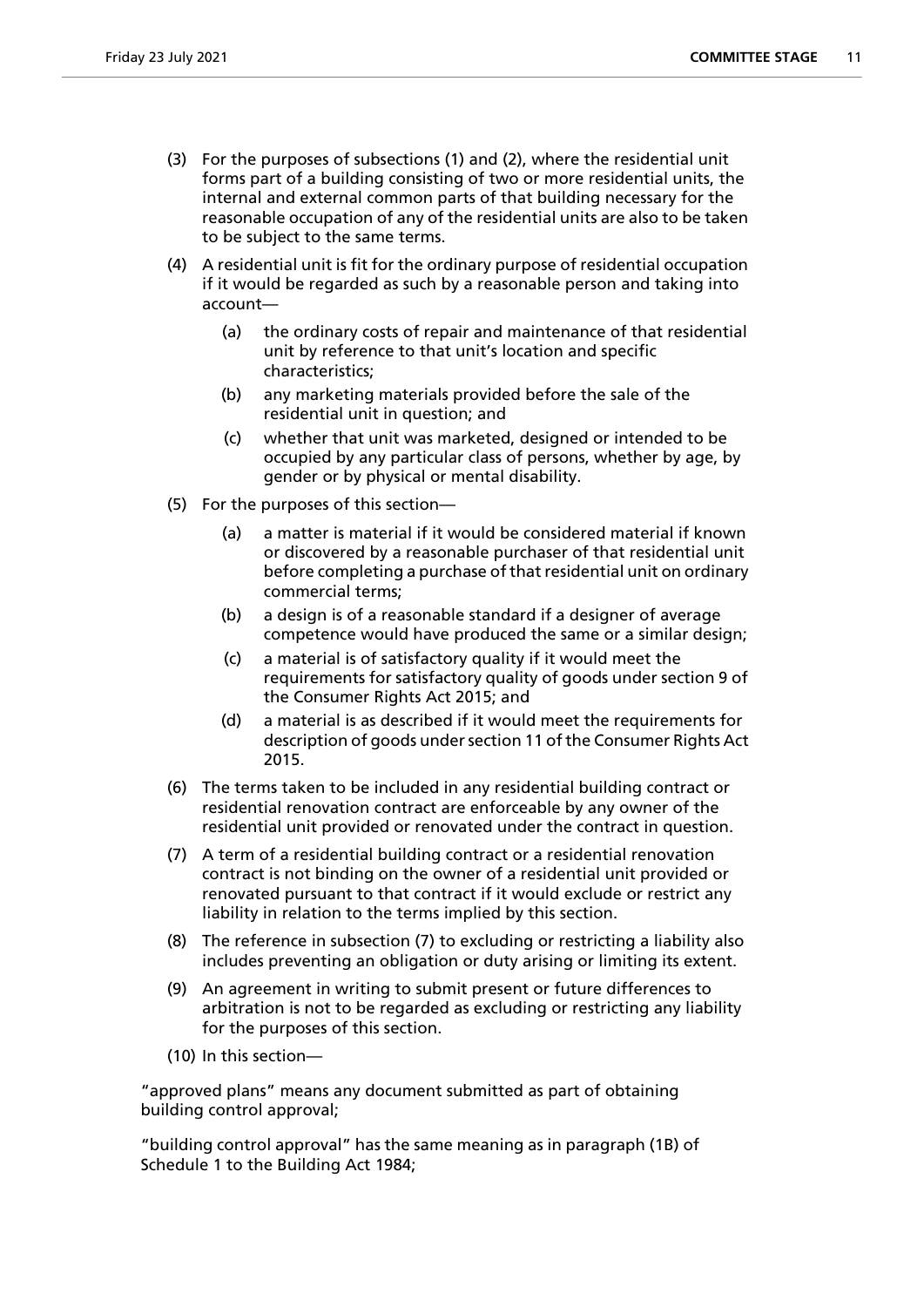(3) For the purposes of subsections (1) and (2), where the residential unit forms part of a building consisting of two or more residential units, the internal and external common parts of that building necessary for the reasonable occupation of any of the residential units are also to be taken to be subject to the same terms.

(4) A residential unit is fit for the ordinary purpose of residential occupation if it would be regarded as such by a reasonable person and taking into account—

   (a) the ordinary costs of repair and maintenance of that residential unit by reference to that unit's location and specific characteristics;

   (b) any marketing materials provided before the sale of the residential unit in question; and

   (c) whether that unit was marketed, designed or intended to be occupied by any particular class of persons, whether by age, by gender or by physical or mental disability.

(5) For the purposes of this section—

   (a) a matter is material if it would be considered material if known or discovered by a reasonable purchaser of that residential unit before completing a purchase of that residential unit on ordinary commercial terms;

   (b) a design is of a reasonable standard if a designer of average competence would have produced the same or a similar design;

   (c) a material is of satisfactory quality if it would meet the requirements for satisfactory quality of goods under section 9 of the Consumer Rights Act 2015; and

   (d) a material is as described if it would meet the requirements for description of goods under section 11 of the Consumer Rights Act 2015.

(6) The terms taken to be included in any residential building contract or residential renovation contract are enforceable by any owner of the residential unit provided or renovated under the contract in question.

(7) A term of a residential building contract or a residential renovation contract is not binding on the owner of a residential unit provided or renovated pursuant to that contract if it would exclude or restrict any liability in relation to the terms implied by this section.

(8) The reference in subsection (7) to excluding or restricting a liability also includes preventing an obligation or duty arising or limiting its extent.

(9) An agreement in writing to submit present or future differences to arbitration is not to be regarded as excluding or restricting any liability for the purposes of this section.

(10) In this section—

"approved plans" means any document submitted as part of obtaining building control approval;

"building control approval" has the same meaning as in paragraph (1B) of Schedule 1 to the Building Act 1984;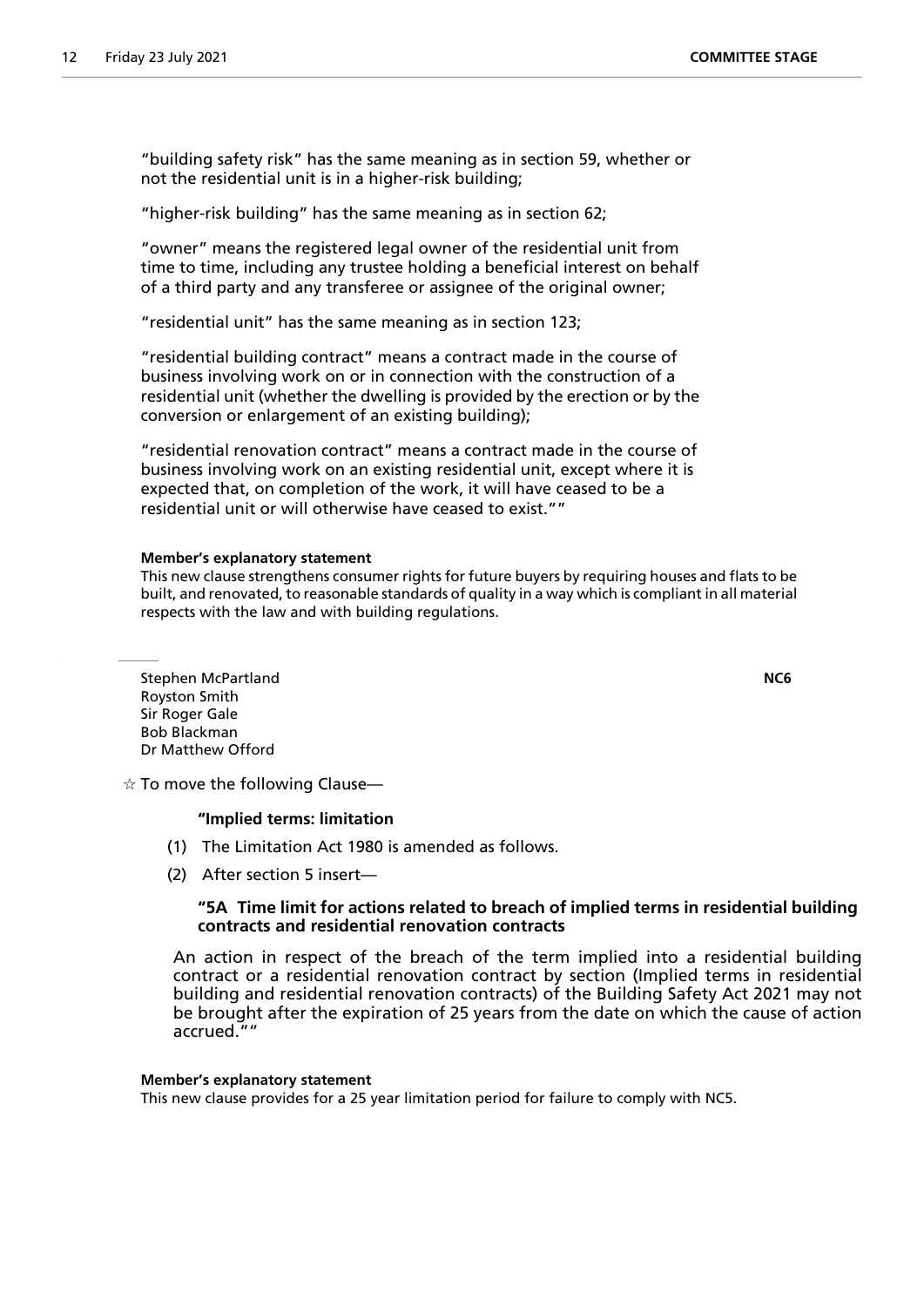"building safety risk" has the same meaning as in section 59, whether or not the residential unit is in a higher-risk building;

"higher-risk building" has the same meaning as in section 62;

"owner" means the registered legal owner of the residential unit from time to time, including any trustee holding a beneficial interest on behalf of a third party and any transferee or assignee of the original owner;

"residential unit" has the same meaning as in section 123;

"residential building contract" means a contract made in the course of business involving work on or in connection with the construction of a residential unit (whether the dwelling is provided by the erection or by the conversion or enlargement of an existing building);

"residential renovation contract" means a contract made in the course of business involving work on an existing residential unit, except where it is expected that, on completion of the work, it will have ceased to be a residential unit or will otherwise have ceased to exist.""

**Member's explanatory statement**

This new clause strengthens consumer rights for future buyers by requiring houses and flats to be built, and renovated, to reasonable standards of quality in a way which is compliant in all material respects with the law and with building regulations.

Stephen McPartland
Royston Smith
Sir Roger Gale
Bob Blackman
Dr Matthew Offord

**NC6**

☆ To move the following Clause—

**"Implied terms: limitation**

(1) The Limitation Act 1980 is amended as follows.

(2) After section 5 insert—

**"5A Time limit for actions related to breach of implied terms in residential building contracts and residential renovation contracts**

An action in respect of the breach of the term implied into a residential building contract or a residential renovation contract by section (Implied terms in residential building and residential renovation contracts) of the Building Safety Act 2021 may not be brought after the expiration of 25 years from the date on which the cause of action accrued.""

**Member's explanatory statement**

This new clause provides for a 25 year limitation period for failure to comply with NC5.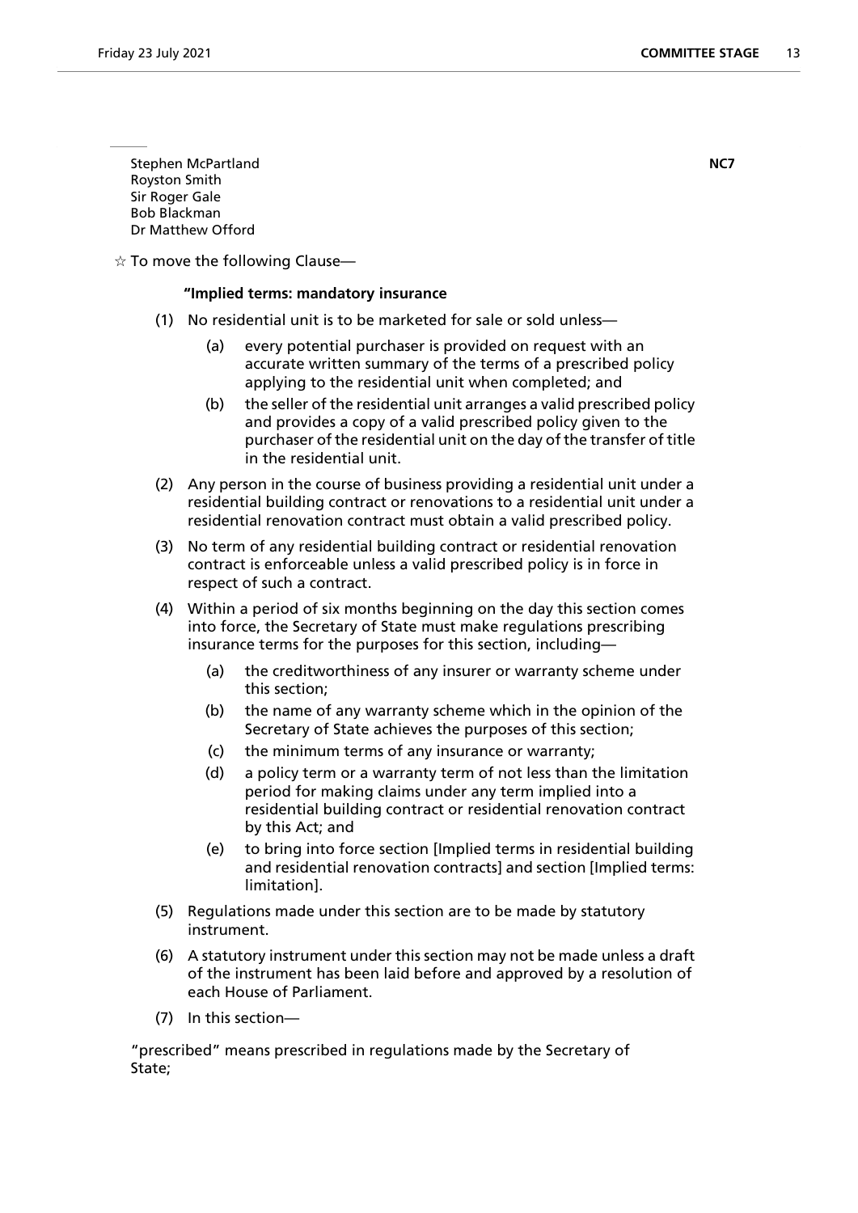Stephen McPartland
Royston Smith
Sir Roger Gale
Bob Blackman
Dr Matthew Offord

**NC7**

☆ To move the following Clause—

**"Implied terms: mandatory insurance**

(1) No residential unit is to be marketed for sale or sold unless—

(a) every potential purchaser is provided on request with an accurate written summary of the terms of a prescribed policy applying to the residential unit when completed; and

(b) the seller of the residential unit arranges a valid prescribed policy and provides a copy of a valid prescribed policy given to the purchaser of the residential unit on the day of the transfer of title in the residential unit.

(2) Any person in the course of business providing a residential unit under a residential building contract or renovations to a residential unit under a residential renovation contract must obtain a valid prescribed policy.

(3) No term of any residential building contract or residential renovation contract is enforceable unless a valid prescribed policy is in force in respect of such a contract.

(4) Within a period of six months beginning on the day this section comes into force, the Secretary of State must make regulations prescribing insurance terms for the purposes for this section, including—

(a) the creditworthiness of any insurer or warranty scheme under this section;

(b) the name of any warranty scheme which in the opinion of the Secretary of State achieves the purposes of this section;

(c) the minimum terms of any insurance or warranty;

(d) a policy term or a warranty term of not less than the limitation period for making claims under any term implied into a residential building contract or residential renovation contract by this Act; and

(e) to bring into force section [Implied terms in residential building and residential renovation contracts] and section [Implied terms: limitation].

(5) Regulations made under this section are to be made by statutory instrument.

(6) A statutory instrument under this section may not be made unless a draft of the instrument has been laid before and approved by a resolution of each House of Parliament.

(7) In this section—

"prescribed" means prescribed in regulations made by the Secretary of State;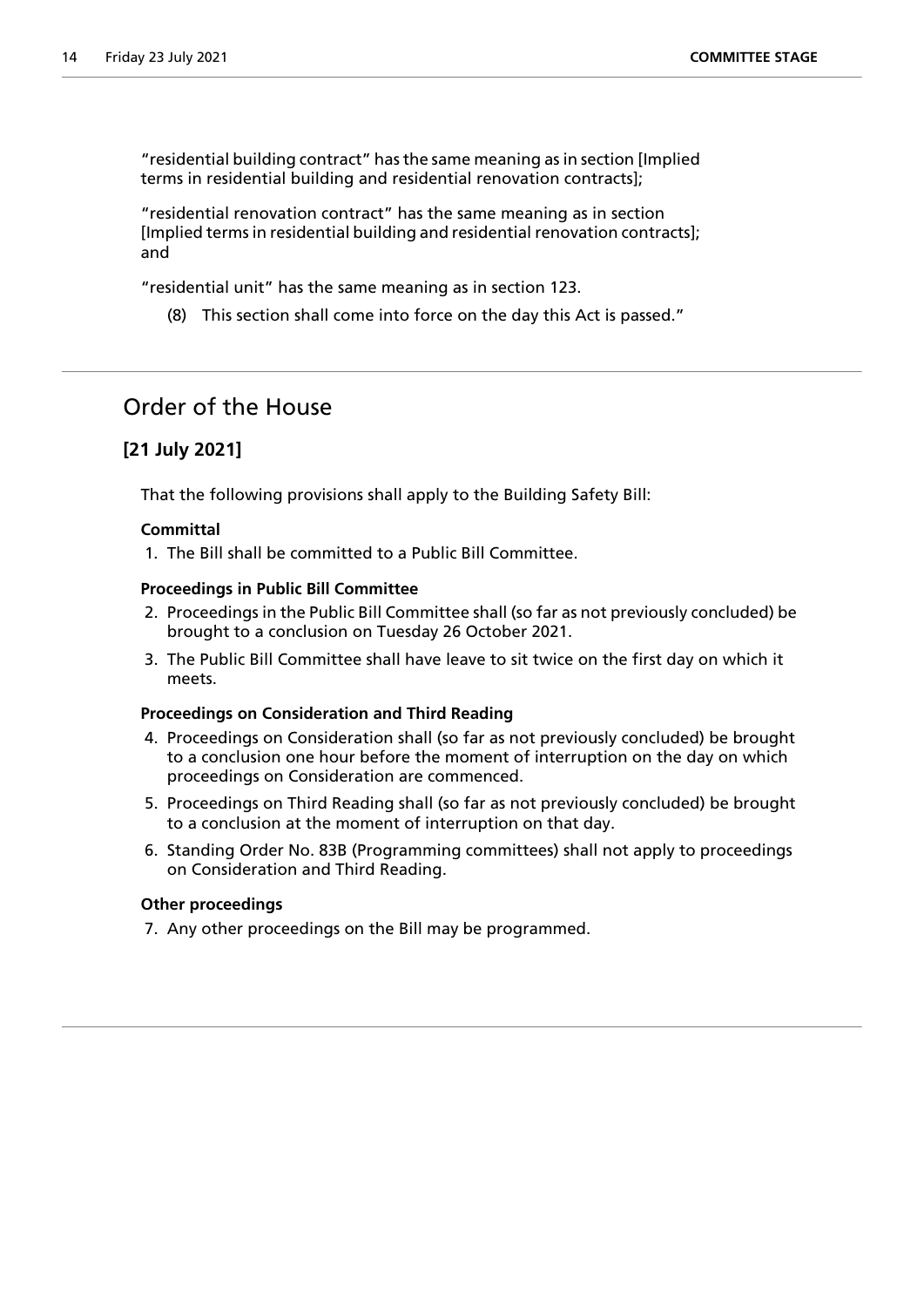"residential building contract" has the same meaning as in section [Implied terms in residential building and residential renovation contracts];

"residential renovation contract" has the same meaning as in section [Implied terms in residential building and residential renovation contracts]; and

"residential unit" has the same meaning as in section 123.

(8) This section shall come into force on the day this Act is passed."

## Order of the House

### [21 July 2021]

That the following provisions shall apply to the Building Safety Bill:

**Committal**

1. The Bill shall be committed to a Public Bill Committee.

**Proceedings in Public Bill Committee**

2. Proceedings in the Public Bill Committee shall (so far as not previously concluded) be brought to a conclusion on Tuesday 26 October 2021.
3. The Public Bill Committee shall have leave to sit twice on the first day on which it meets.

**Proceedings on Consideration and Third Reading**

4. Proceedings on Consideration shall (so far as not previously concluded) be brought to a conclusion one hour before the moment of interruption on the day on which proceedings on Consideration are commenced.
5. Proceedings on Third Reading shall (so far as not previously concluded) be brought to a conclusion at the moment of interruption on that day.
6. Standing Order No. 83B (Programming committees) shall not apply to proceedings on Consideration and Third Reading.

**Other proceedings**

7. Any other proceedings on the Bill may be programmed.